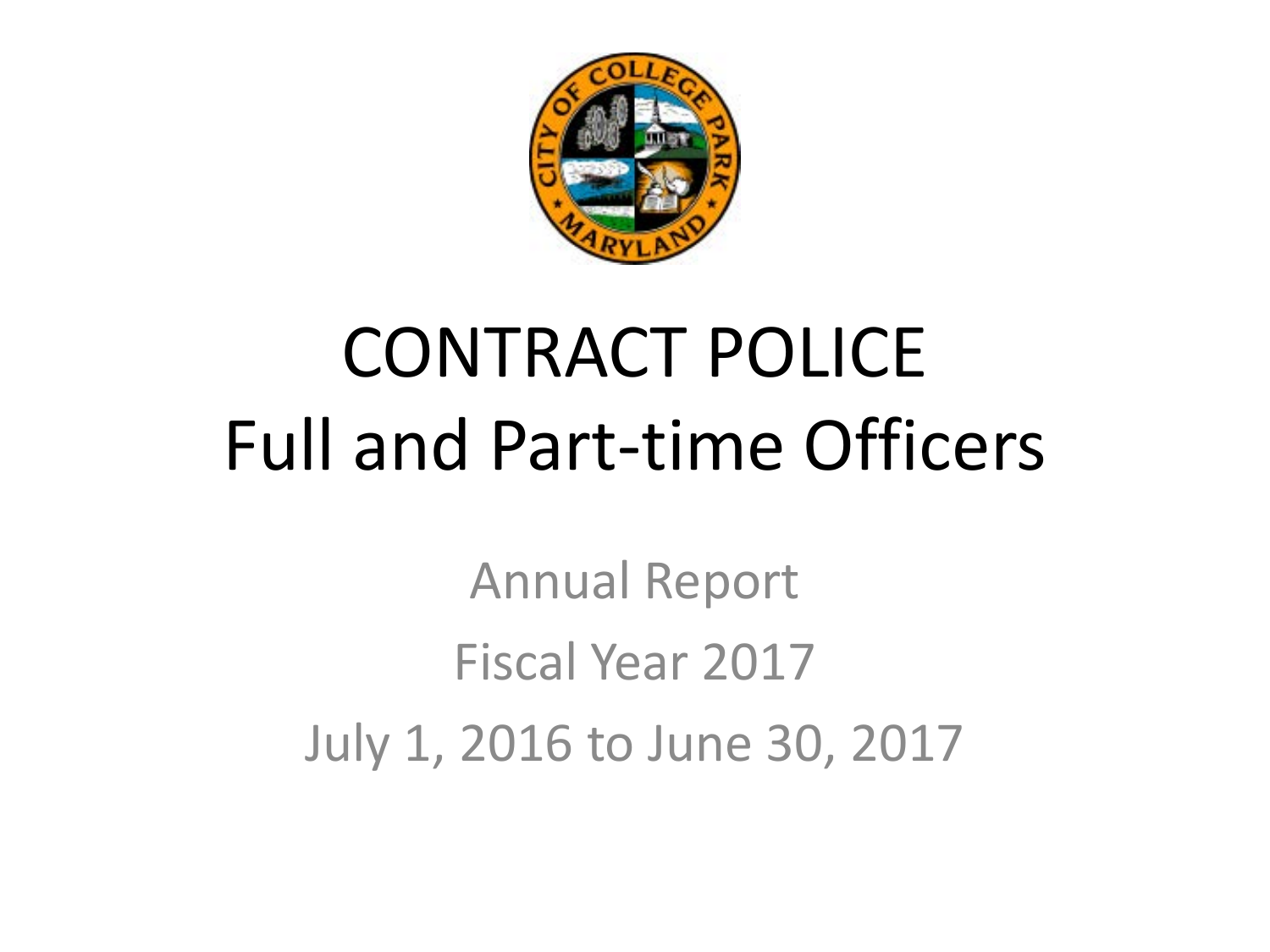# CONTRACT POLICE
# Full and Part-time Officers

Annual Report

Fiscal Year 2017

July 1, 2016 to June 30, 2017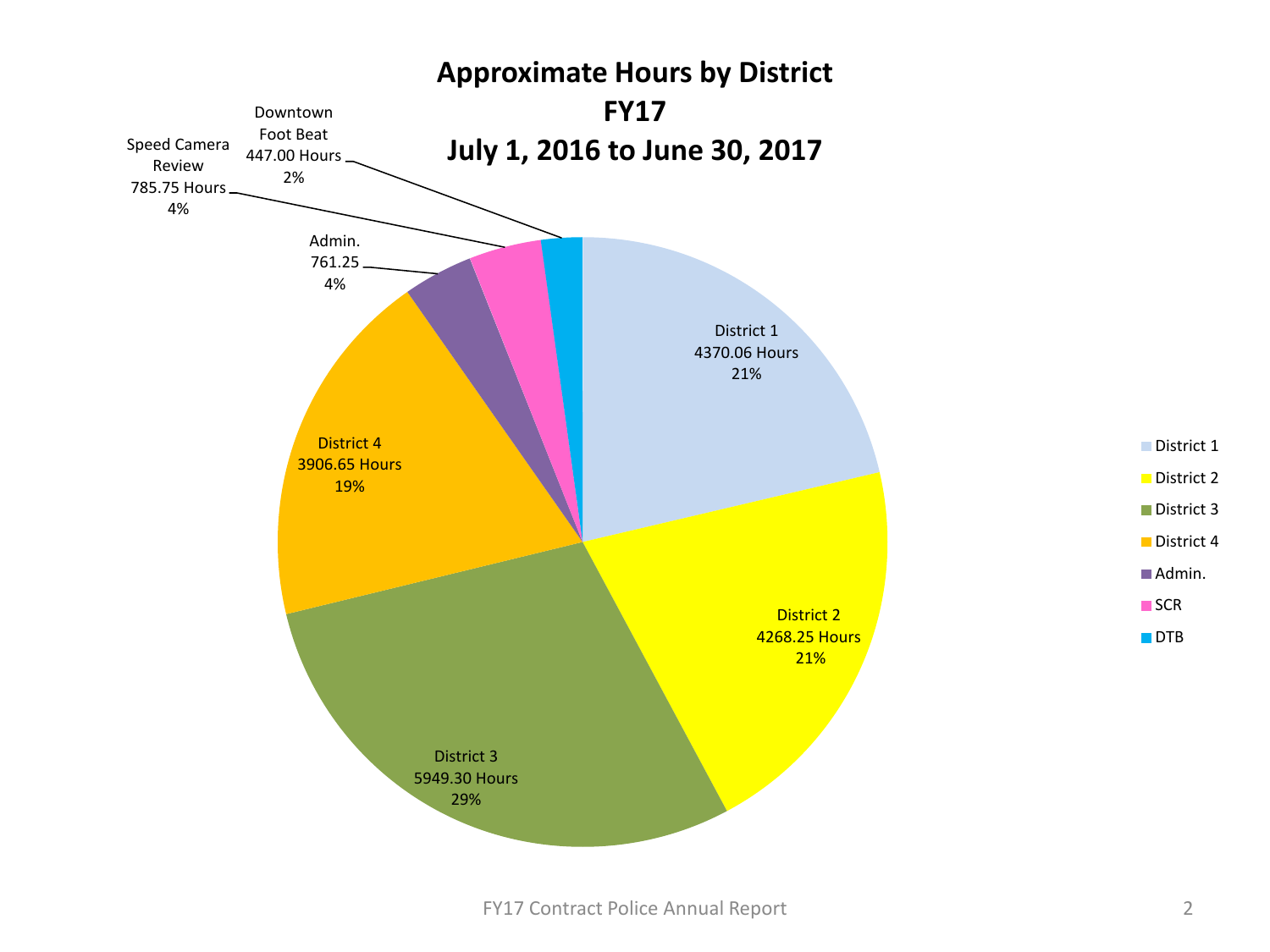# Approximate Hours by District FY17 July 1, 2016 to June 30, 2017

| Category | Hours | Percent |
|---|---|---|
| District 1 | 4370.06 Hours | 21% |
| District 2 | 4268.25 Hours | 21% |
| District 3 | 5949.30 Hours | 29% |
| District 4 | 3906.65 Hours | 19% |
| Admin. | 761.25 | 4% |
| Speed Camera Review (SCR) | 785.75 Hours | 4% |
| Downtown Foot Beat (DTB) | 447.00 Hours | 2% |

FY17 Contract Police Annual Report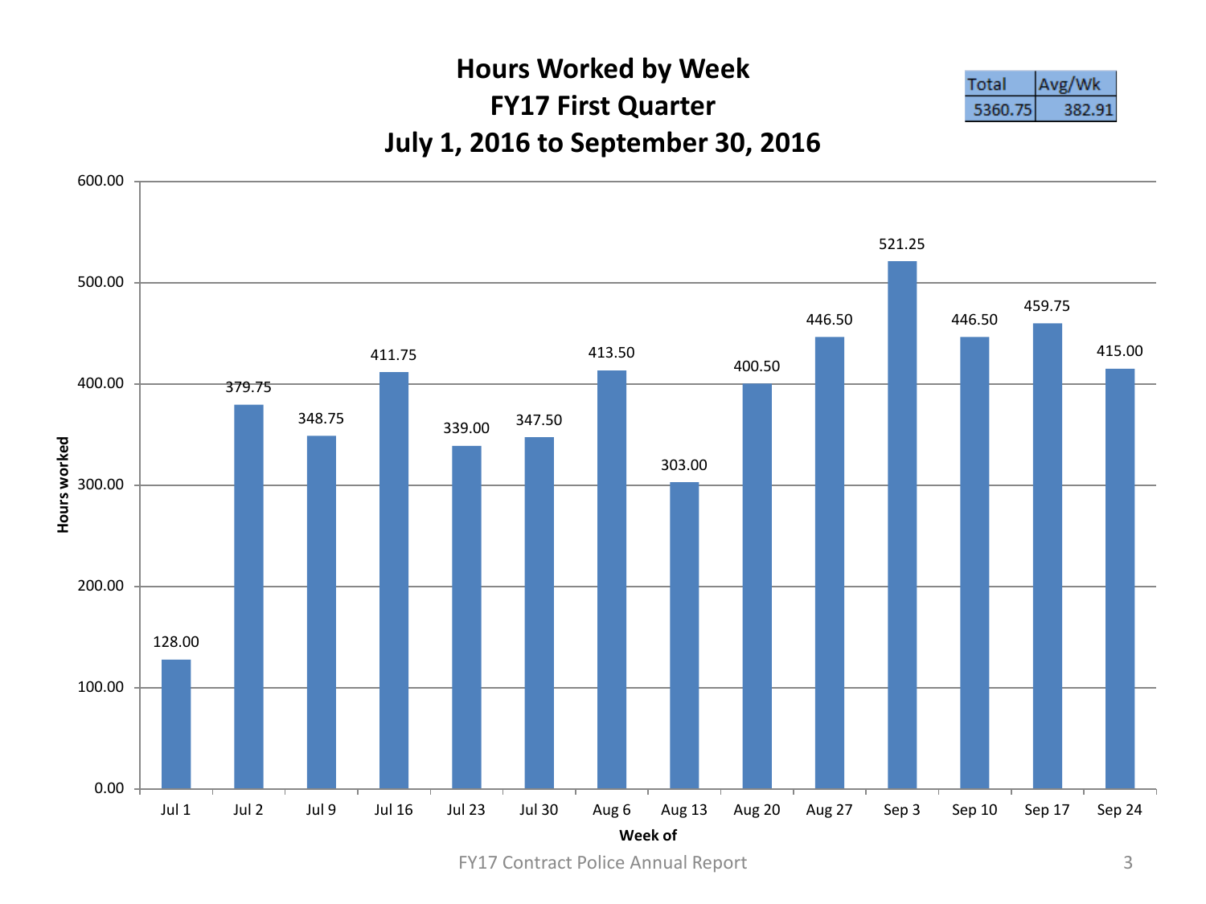# Hours Worked by Week
## FY17 First Quarter
## July 1, 2016 to September 30, 2016

| Total | Avg/Wk |
|---|---|
| 5360.75 | 382.91 |

| Week of | Hours worked |
|---|---|
| Jul 1 | 128.00 |
| Jul 2 | 379.75 |
| Jul 9 | 348.75 |
| Jul 16 | 411.75 |
| Jul 23 | 339.00 |
| Jul 30 | 347.50 |
| Aug 6 | 413.50 |
| Aug 13 | 303.00 |
| Aug 20 | 400.50 |
| Aug 27 | 446.50 |
| Sep 3 | 521.25 |
| Sep 10 | 446.50 |
| Sep 17 | 459.75 |
| Sep 24 | 415.00 |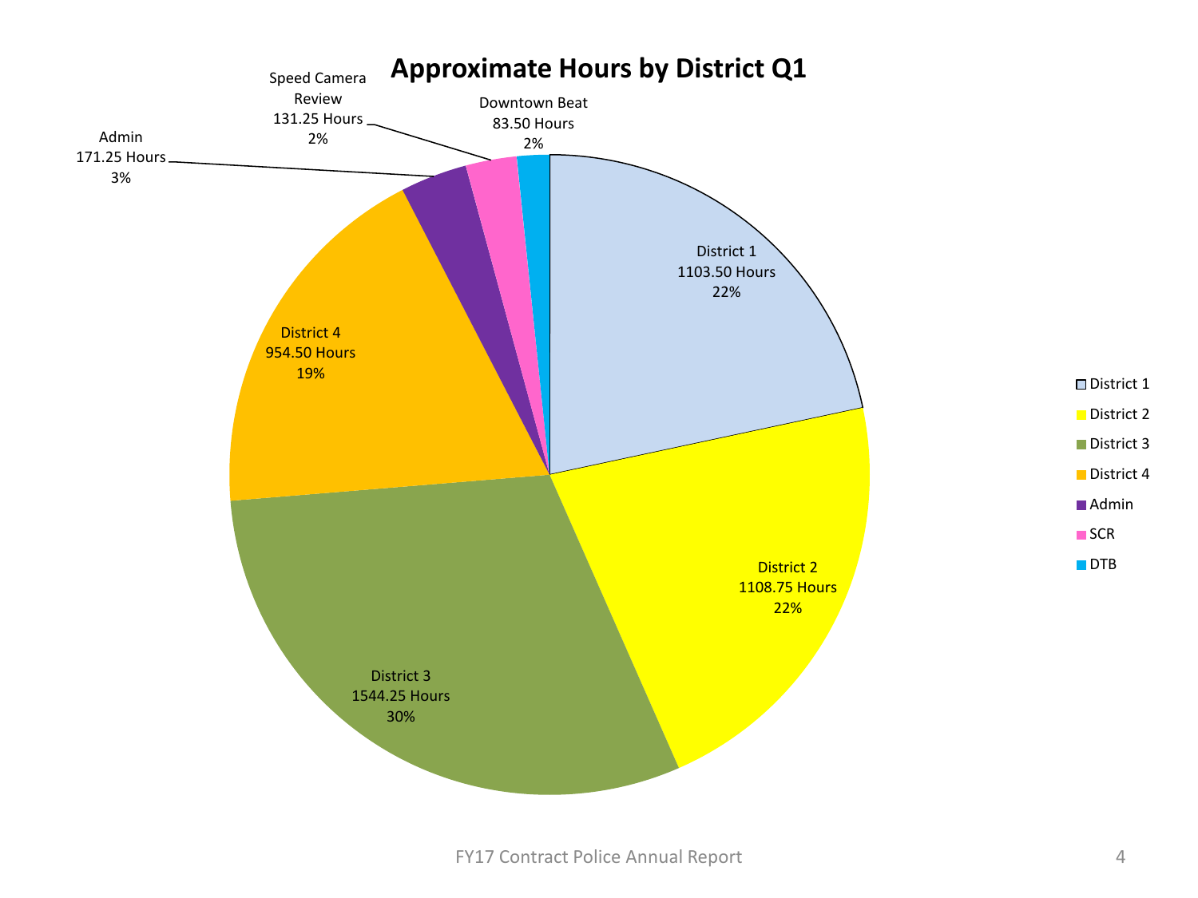# Approximate Hours by District Q1

| Category | Hours | Percent |
| --- | --- | --- |
| District 1 | 1103.50 Hours | 22% |
| District 2 | 1108.75 Hours | 22% |
| District 3 | 1544.25 Hours | 30% |
| District 4 | 954.50 Hours | 19% |
| Admin | 171.25 Hours | 3% |
| Speed Camera Review (SCR) | 131.25 Hours | 2% |
| Downtown Beat (DTB) | 83.50 Hours | 2% |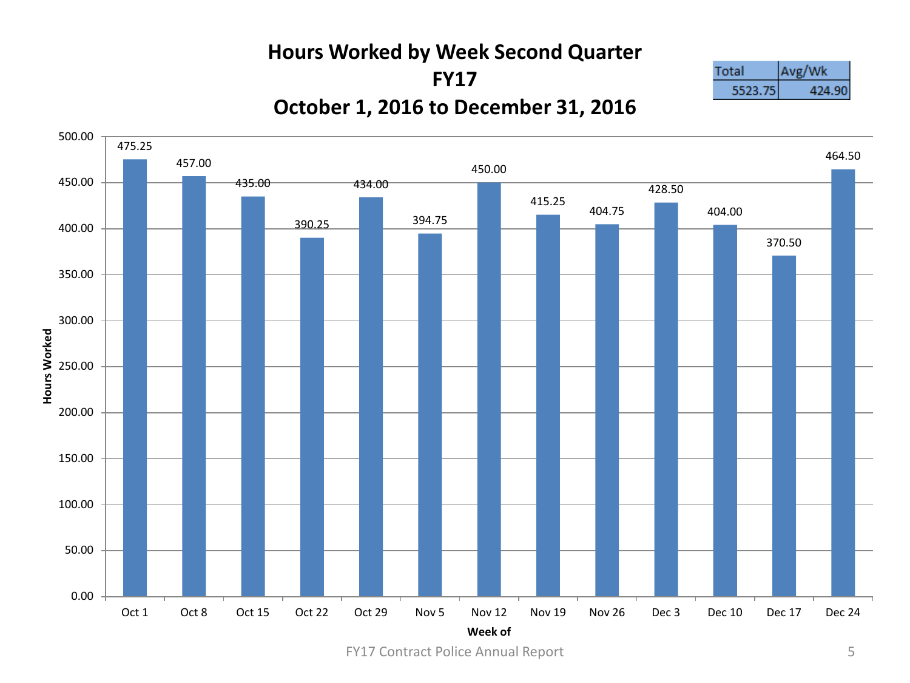# Hours Worked by Week Second Quarter

## FY17

## October 1, 2016 to December 31, 2016

| Total | Avg/Wk |
|---|---|
| 5523.75 | 424.90 |

| Week of | Hours Worked |
|---|---|
| Oct 1 | 475.25 |
| Oct 8 | 457.00 |
| Oct 15 | 435.00 |
| Oct 22 | 390.25 |
| Oct 29 | 434.00 |
| Nov 5 | 394.75 |
| Nov 12 | 450.00 |
| Nov 19 | 415.25 |
| Nov 26 | 404.75 |
| Dec 3 | 428.50 |
| Dec 10 | 404.00 |
| Dec 17 | 370.50 |
| Dec 24 | 464.50 |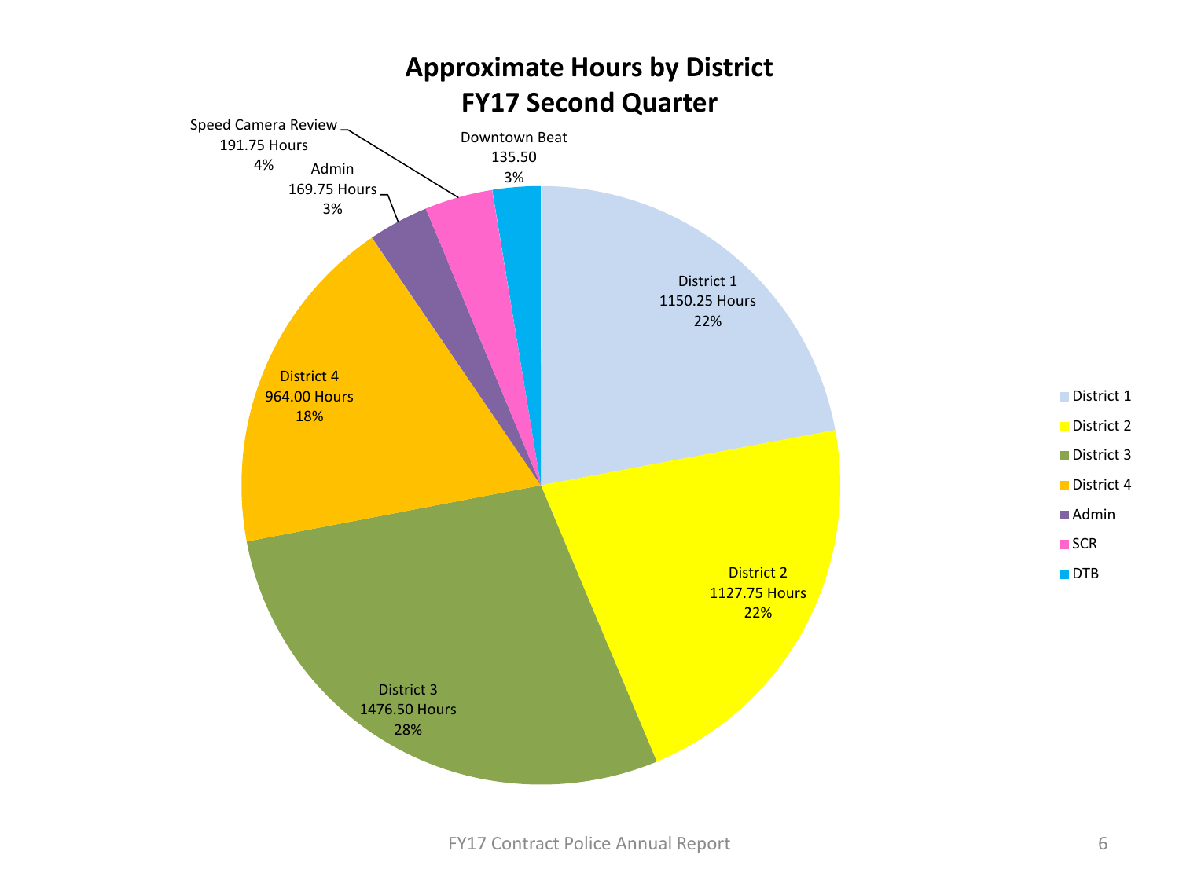# Approximate Hours by District
## FY17 Second Quarter

| Category | Hours | Percent |
| --- | --- | --- |
| District 1 | 1150.25 Hours | 22% |
| District 2 | 1127.75 Hours | 22% |
| District 3 | 1476.50 Hours | 28% |
| District 4 | 964.00 Hours | 18% |
| Admin | 169.75 Hours | 3% |
| Speed Camera Review | 191.75 Hours | 4% |
| Downtown Beat | 135.50 | 3% |

Legend: District 1, District 2, District 3, District 4, Admin, SCR, DTB

FY17 Contract Police Annual Report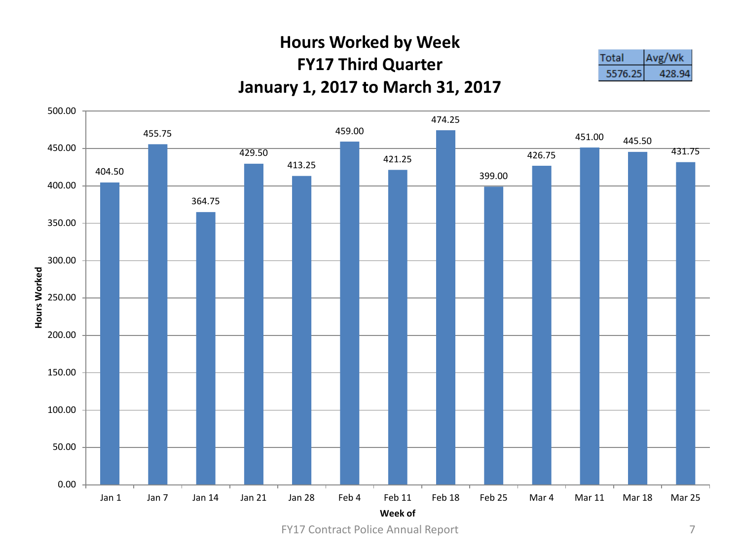# Hours Worked by Week
## FY17 Third Quarter
## January 1, 2017 to March 31, 2017

| Total | Avg/Wk |
|---|---|
| 5576.25 | 428.94 |

| Week of | Hours Worked |
|---|---|
| Jan 1 | 404.50 |
| Jan 7 | 455.75 |
| Jan 14 | 364.75 |
| Jan 21 | 429.50 |
| Jan 28 | 413.25 |
| Feb 4 | 459.00 |
| Feb 11 | 421.25 |
| Feb 18 | 474.25 |
| Feb 25 | 399.00 |
| Mar 4 | 426.75 |
| Mar 11 | 451.00 |
| Mar 18 | 445.50 |
| Mar 25 | 431.75 |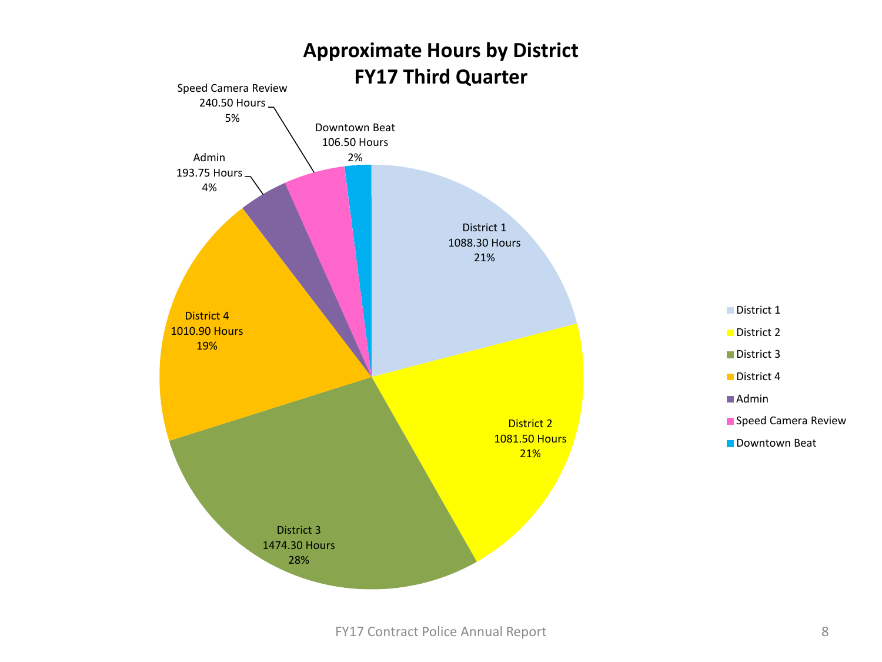# Approximate Hours by District
## FY17 Third Quarter

| Category | Hours | Percent |
|---|---|---|
| District 1 | 1088.30 Hours | 21% |
| District 2 | 1081.50 Hours | 21% |
| District 3 | 1474.30 Hours | 28% |
| District 4 | 1010.90 Hours | 19% |
| Admin | 193.75 Hours | 4% |
| Speed Camera Review | 240.50 Hours | 5% |
| Downtown Beat | 106.50 Hours | 2% |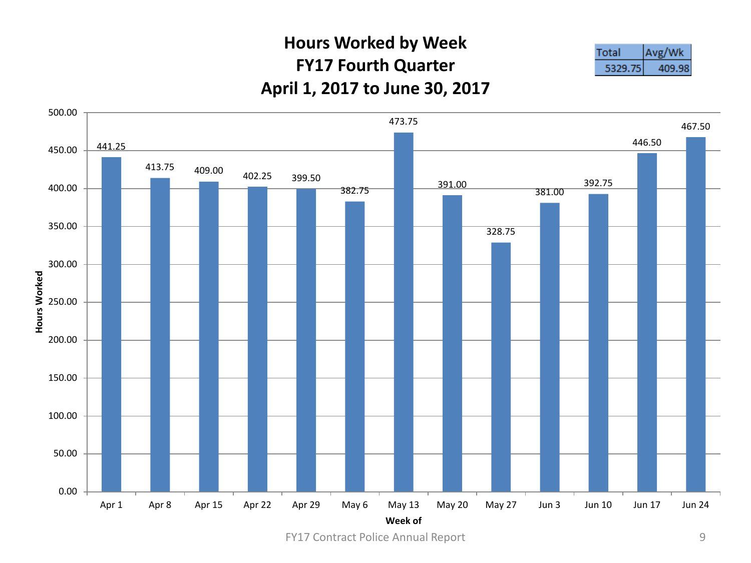# Hours Worked by Week
## FY17 Fourth Quarter
## April 1, 2017 to June 30, 2017

| Total | Avg/Wk |
|---|---|
| 5329.75 | 409.98 |

| Week of | Hours Worked |
|---|---|
| Apr 1 | 441.25 |
| Apr 8 | 413.75 |
| Apr 15 | 409.00 |
| Apr 22 | 402.25 |
| Apr 29 | 399.50 |
| May 6 | 382.75 |
| May 13 | 473.75 |
| May 20 | 391.00 |
| May 27 | 328.75 |
| Jun 3 | 381.00 |
| Jun 10 | 392.75 |
| Jun 17 | 446.50 |
| Jun 24 | 467.50 |

FY17 Contract Police Annual Report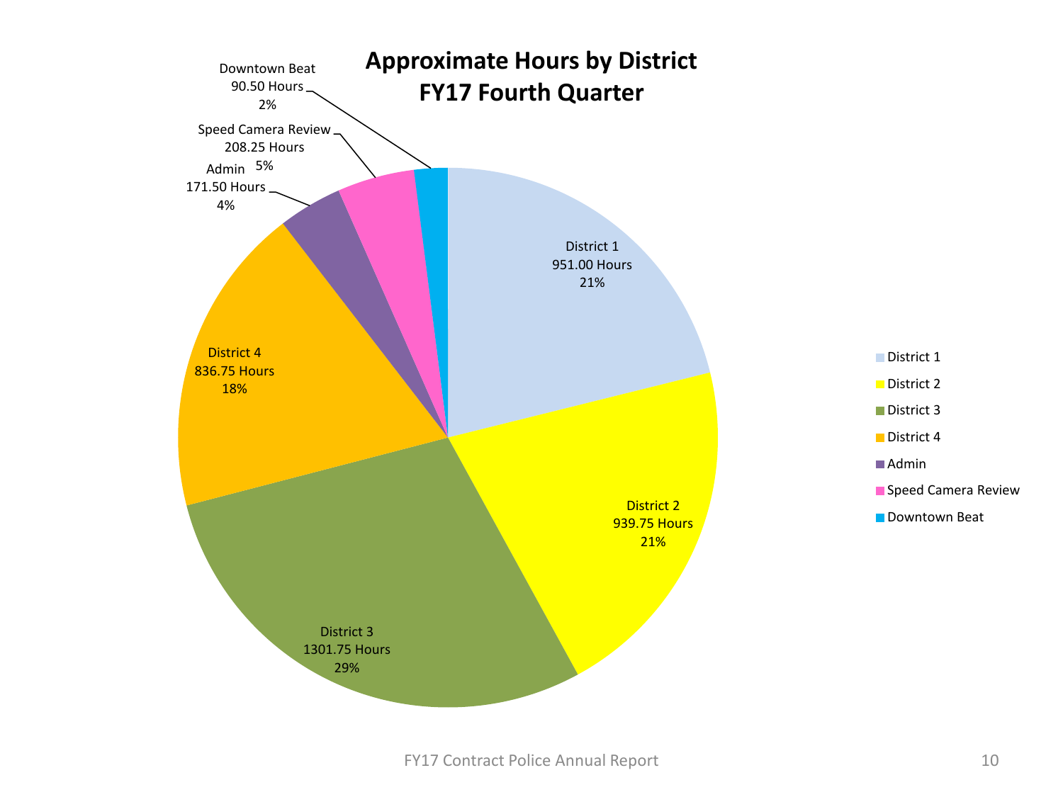# Approximate Hours by District
# FY17 Fourth Quarter

| District | Hours | Percent |
|---|---|---|
| District 1 | 951.00 Hours | 21% |
| District 2 | 939.75 Hours | 21% |
| District 3 | 1301.75 Hours | 29% |
| District 4 | 836.75 Hours | 18% |
| Admin | 171.50 Hours | 4% |
| Speed Camera Review | 208.25 Hours | 5% |
| Downtown Beat | 90.50 Hours | 2% |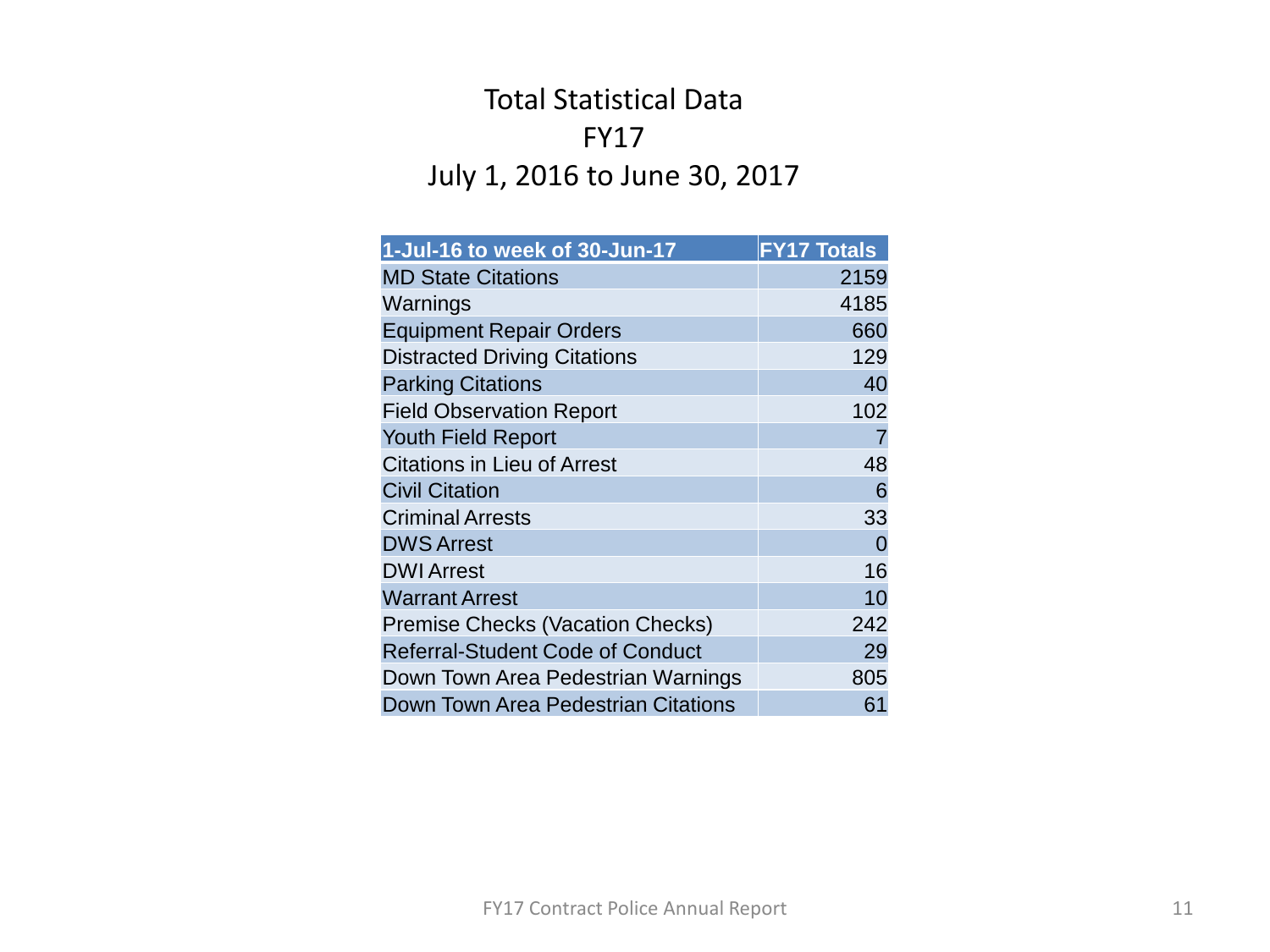# Total Statistical Data
# FY17
# July 1, 2016 to June 30, 2017

| 1-Jul-16 to week of 30-Jun-17 | FY17 Totals |
|---|---|
| MD State Citations | 2159 |
| Warnings | 4185 |
| Equipment Repair Orders | 660 |
| Distracted Driving Citations | 129 |
| Parking Citations | 40 |
| Field Observation Report | 102 |
| Youth Field Report | 7 |
| Citations in Lieu of Arrest | 48 |
| Civil Citation | 6 |
| Criminal Arrests | 33 |
| DWS Arrest | 0 |
| DWI Arrest | 16 |
| Warrant Arrest | 10 |
| Premise Checks (Vacation Checks) | 242 |
| Referral-Student Code of Conduct | 29 |
| Down Town Area Pedestrian Warnings | 805 |
| Down Town Area Pedestrian Citations | 61 |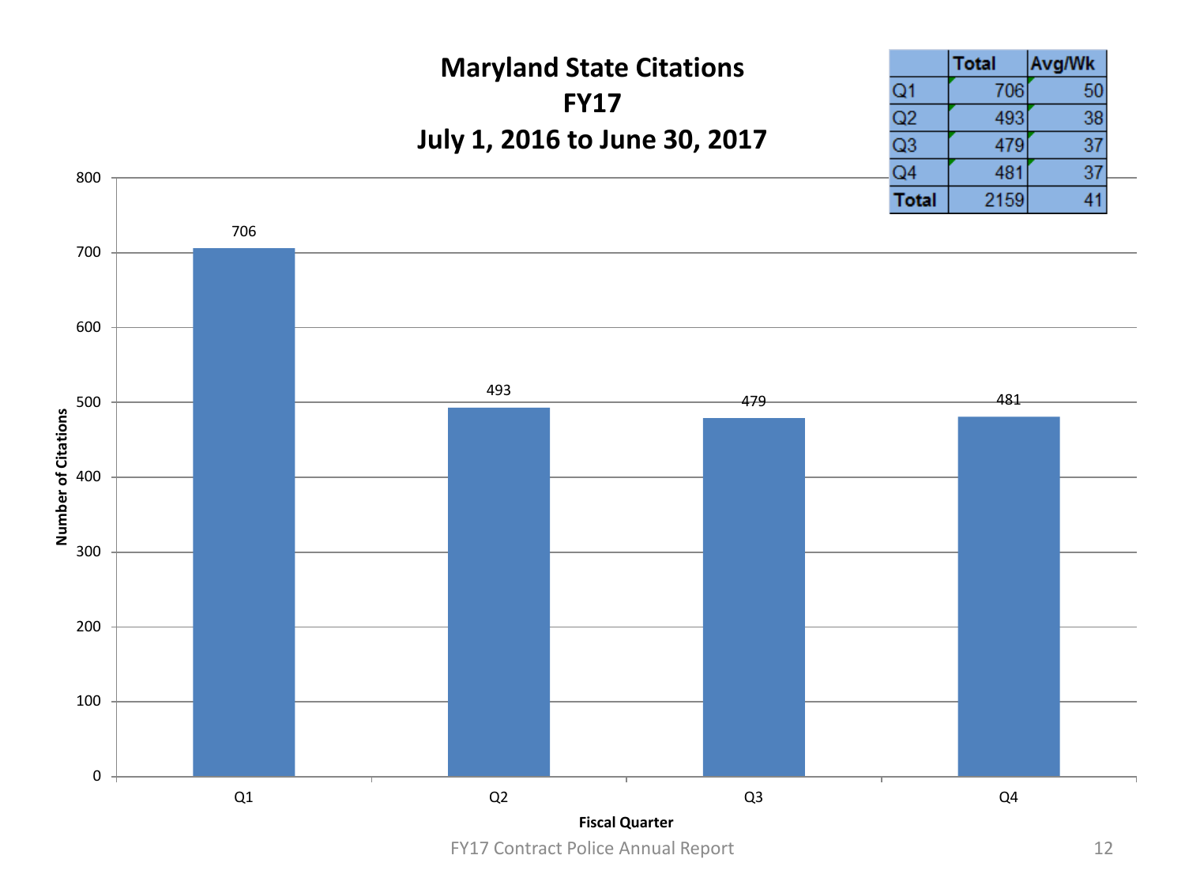# Maryland State Citations
## FY17
## July 1, 2016 to June 30, 2017

| | Total | Avg/Wk |
|---|---|---|
| Q1 | 706 | 50 |
| Q2 | 493 | 38 |
| Q3 | 479 | 37 |
| Q4 | 481 | 37 |
| **Total** | 2159 | 41 |

| Fiscal Quarter | Number of Citations |
|---|---|
| Q1 | 706 |
| Q2 | 493 |
| Q3 | 479 |
| Q4 | 481 |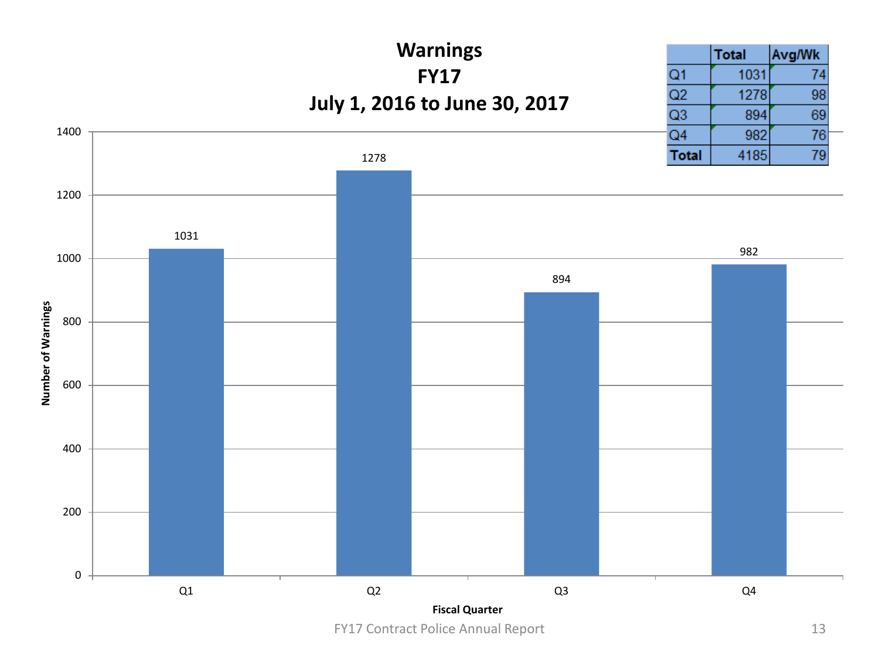# Warnings
## FY17
## July 1, 2016 to June 30, 2017

| | Total | Avg/Wk |
|---|---|---|
| Q1 | 1031 | 74 |
| Q2 | 1278 | 98 |
| Q3 | 894 | 69 |
| Q4 | 982 | 76 |
| **Total** | 4185 | 79 |

| Fiscal Quarter | Number of Warnings |
|---|---|
| Q1 | 1031 |
| Q2 | 1278 |
| Q3 | 894 |
| Q4 | 982 |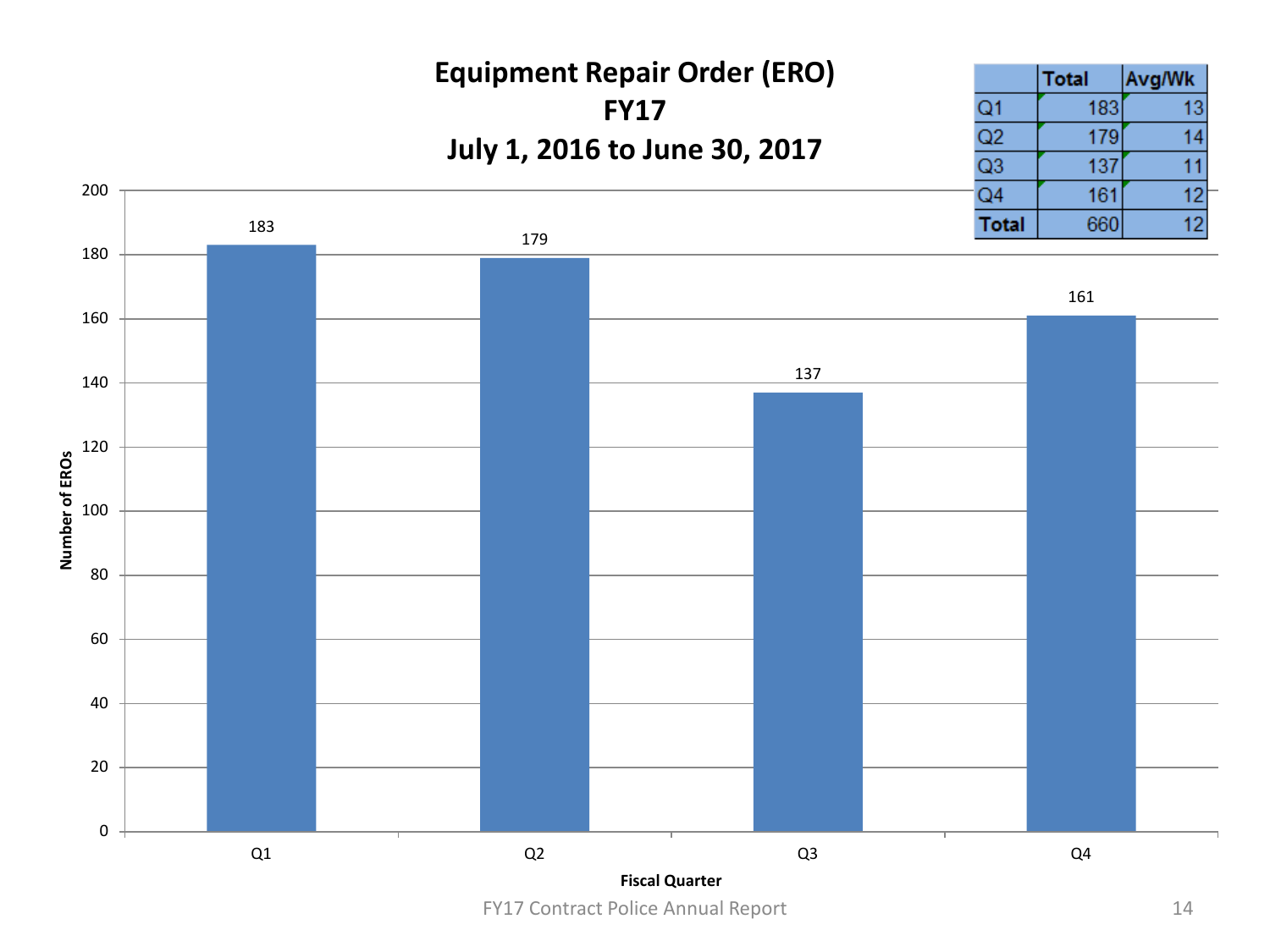# Equipment Repair Order (ERO)
## FY17
## July 1, 2016 to June 30, 2017

| | Total | Avg/Wk |
|---|---|---|
| Q1 | 183 | 13 |
| Q2 | 179 | 14 |
| Q3 | 137 | 11 |
| Q4 | 161 | 12 |
| **Total** | 660 | 12 |

| Fiscal Quarter | Number of EROs |
|---|---|
| Q1 | 183 |
| Q2 | 179 |
| Q3 | 137 |
| Q4 | 161 |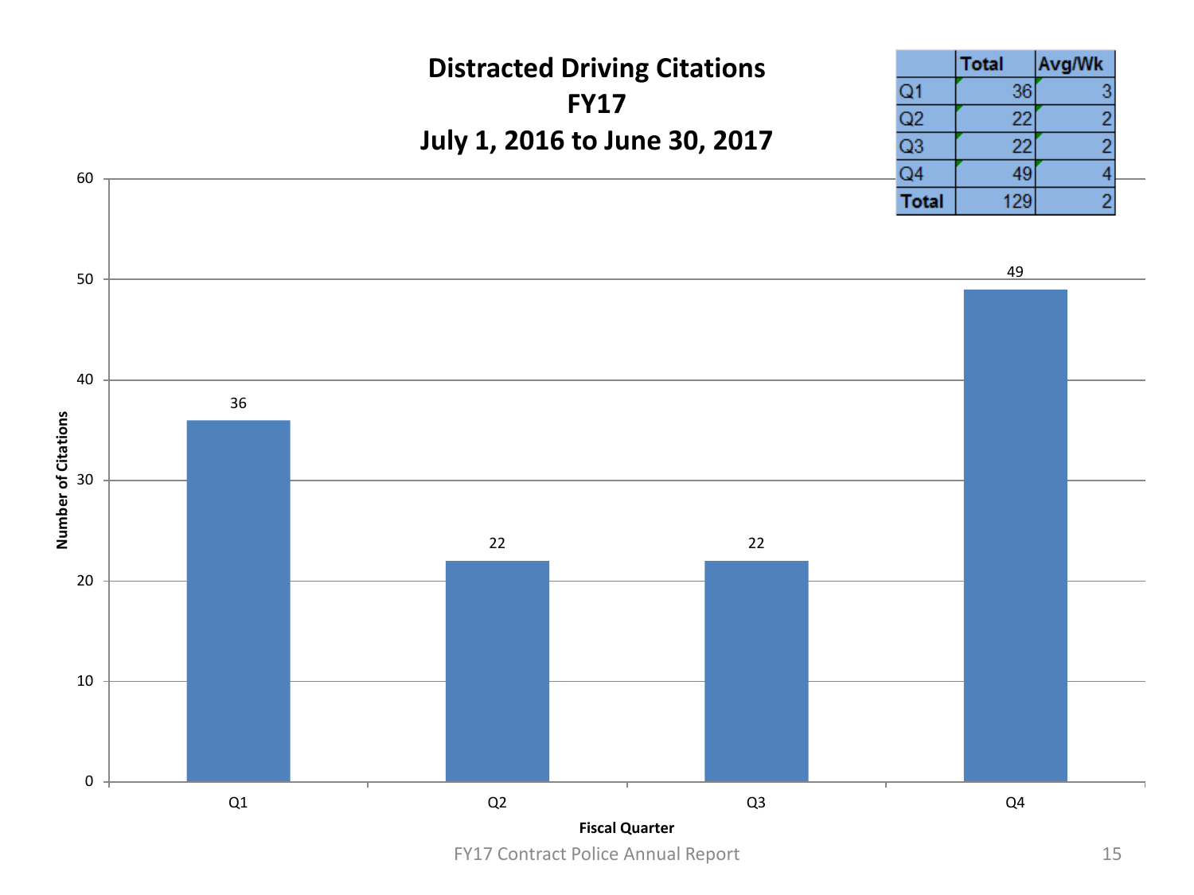# Distracted Driving Citations
## FY17
## July 1, 2016 to June 30, 2017

| | Total | Avg/Wk |
|---|---|---|
| Q1 | 36 | 3 |
| Q2 | 22 | 2 |
| Q3 | 22 | 2 |
| Q4 | 49 | 4 |
| **Total** | 129 | 2 |

| Fiscal Quarter | Number of Citations |
|---|---|
| Q1 | 36 |
| Q2 | 22 |
| Q3 | 22 |
| Q4 | 49 |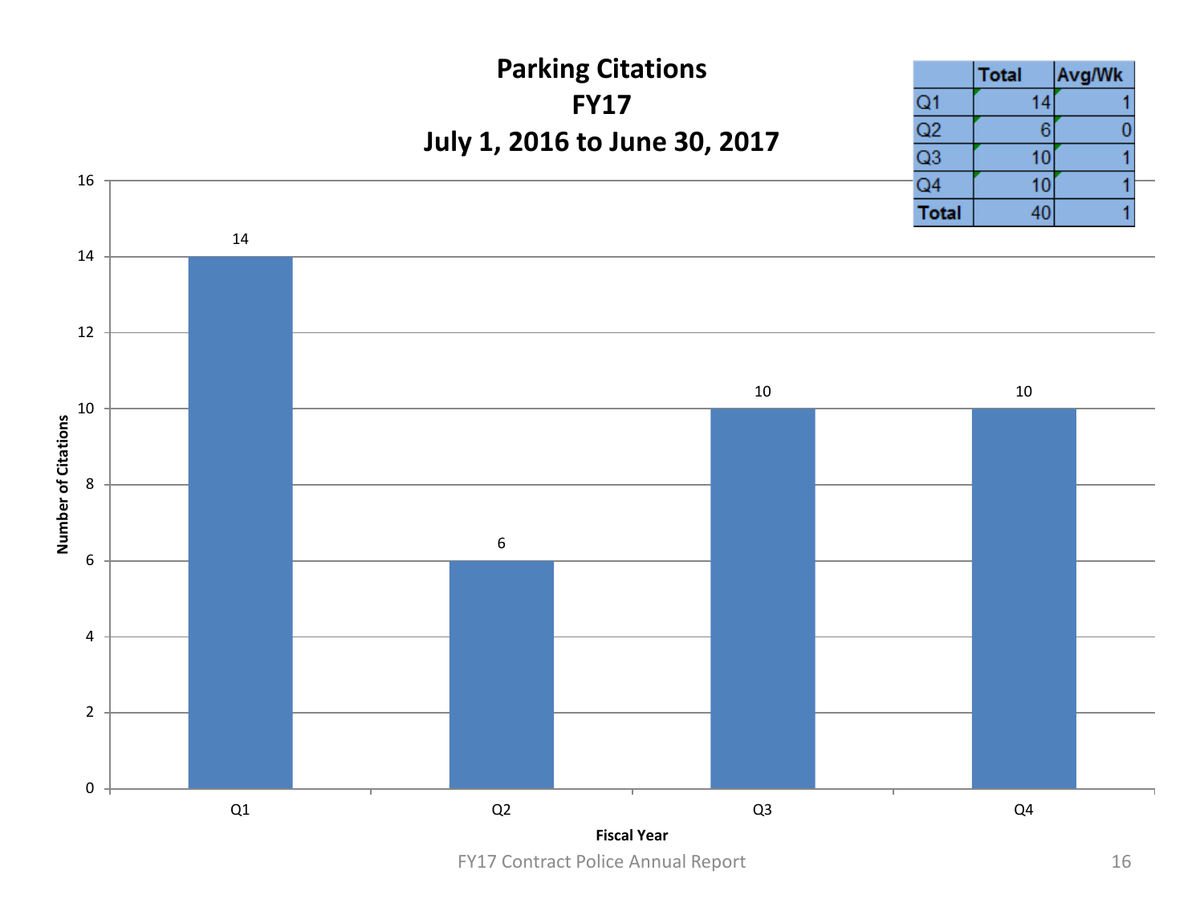# Parking Citations
## FY17
## July 1, 2016 to June 30, 2017

| | Total | Avg/Wk |
|---|---|---|
| Q1 | 14 | 1 |
| Q2 | 6 | 0 |
| Q3 | 10 | 1 |
| Q4 | 10 | 1 |
| **Total** | 40 | 1 |

| Fiscal Year | Number of Citations |
|---|---|
| Q1 | 14 |
| Q2 | 6 |
| Q3 | 10 |
| Q4 | 10 |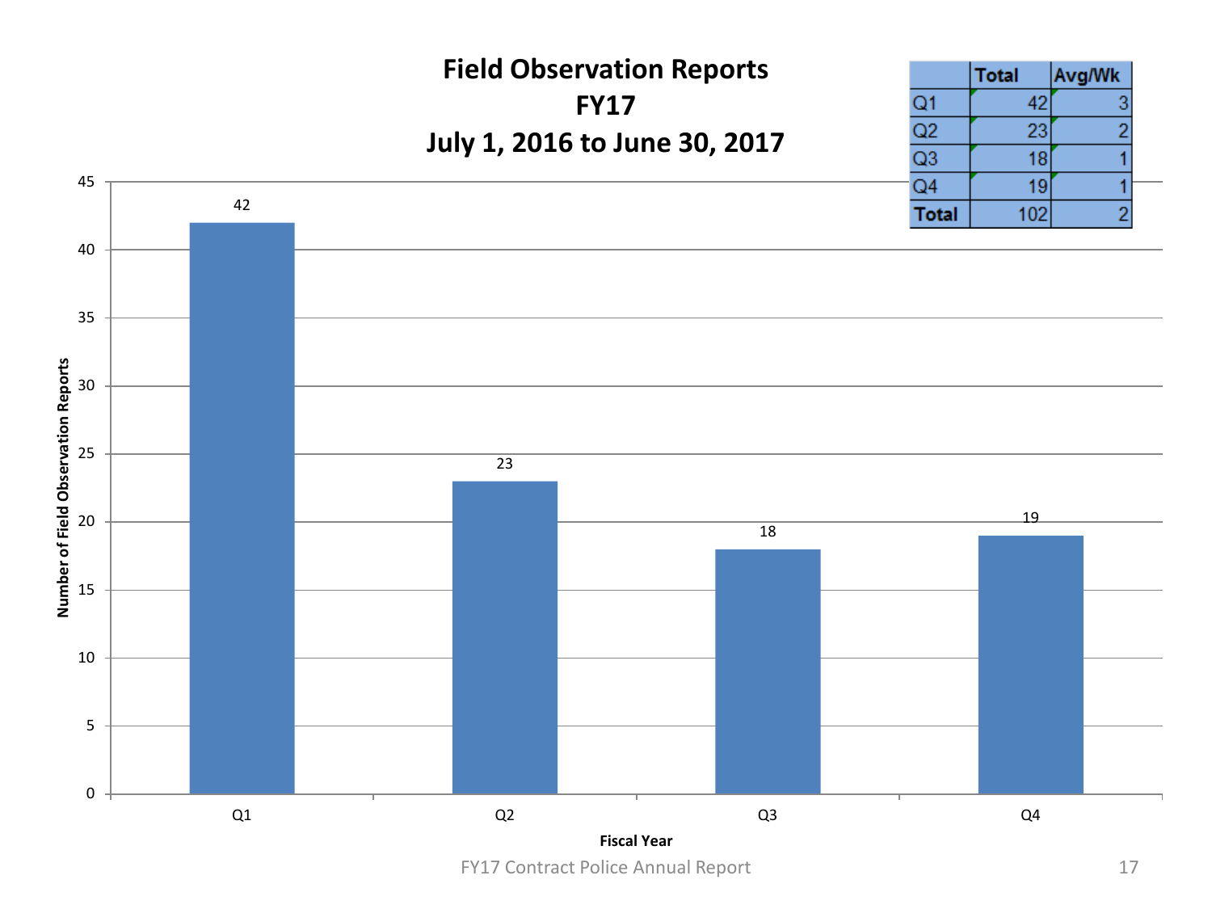# Field Observation Reports
## FY17
## July 1, 2016 to June 30, 2017

| | Total | Avg/Wk |
|---|---|---|
| Q1 | 42 | 3 |
| Q2 | 23 | 2 |
| Q3 | 18 | 1 |
| Q4 | 19 | 1 |
| **Total** | 102 | 2 |

| Fiscal Year | Number of Field Observation Reports |
|---|---|
| Q1 | 42 |
| Q2 | 23 |
| Q3 | 18 |
| Q4 | 19 |

FY17 Contract Police Annual Report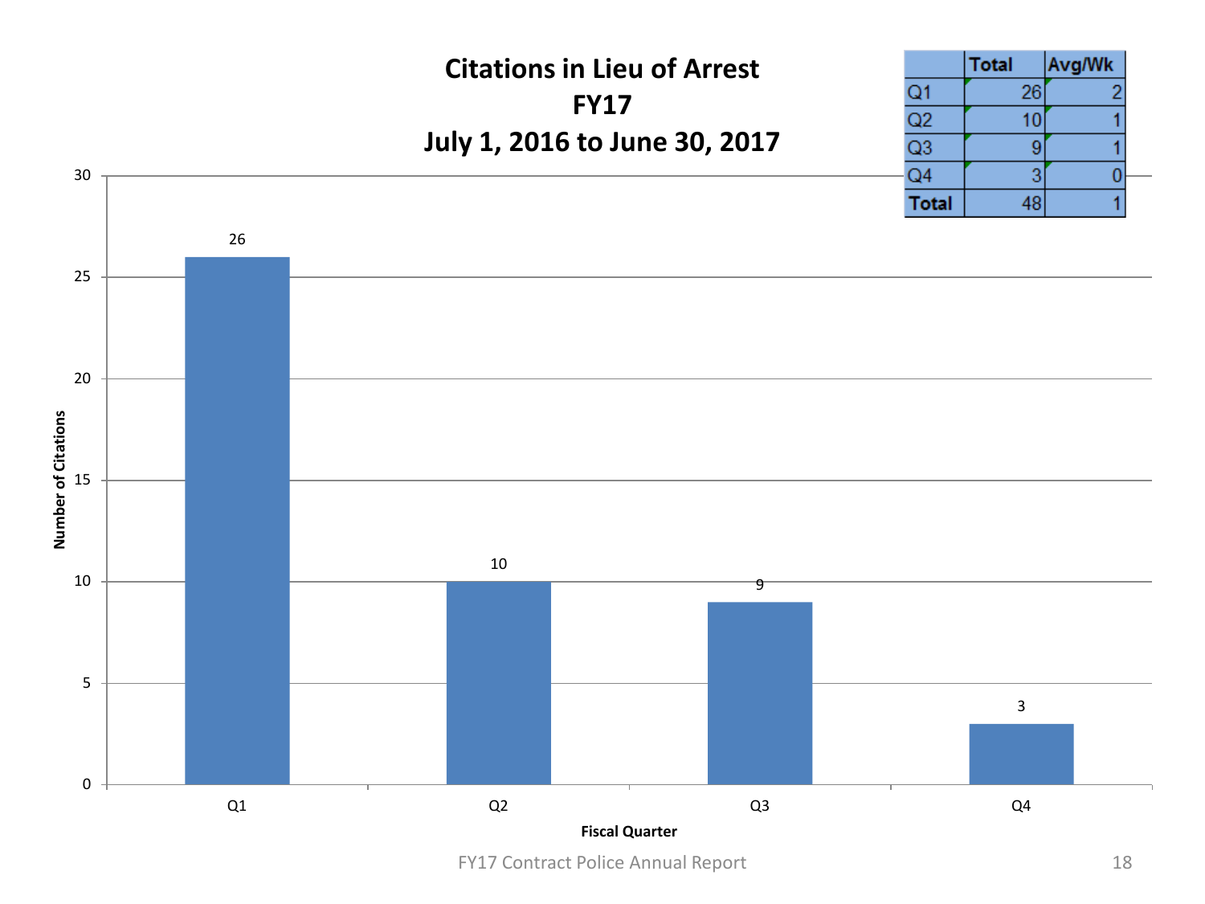# Citations in Lieu of Arrest
## FY17
## July 1, 2016 to June 30, 2017

| | Total | Avg/Wk |
|---|---|---|
| Q1 | 26 | 2 |
| Q2 | 10 | 1 |
| Q3 | 9 | 1 |
| Q4 | 3 | 0 |
| **Total** | 48 | 1 |

| Fiscal Quarter | Number of Citations |
|---|---|
| Q1 | 26 |
| Q2 | 10 |
| Q3 | 9 |
| Q4 | 3 |

FY17 Contract Police Annual Report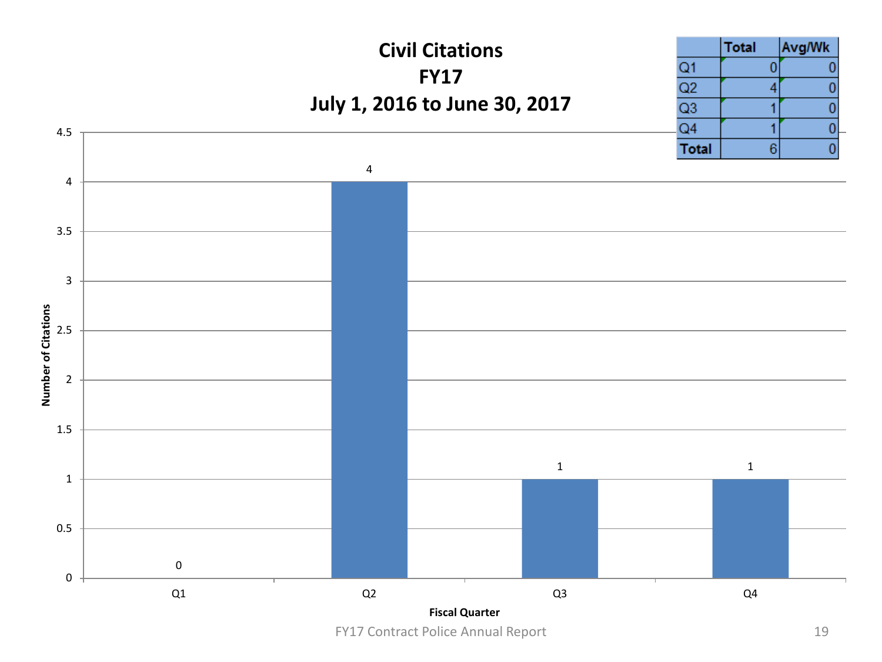# Civil Citations
## FY17
## July 1, 2016 to June 30, 2017

| | Total | Avg/Wk |
|---|---|---|
| Q1 | 0 | 0 |
| Q2 | 4 | 0 |
| Q3 | 1 | 0 |
| Q4 | 1 | 0 |
| **Total** | 6 | 0 |

| Fiscal Quarter | Number of Citations |
|---|---|
| Q1 | 0 |
| Q2 | 4 |
| Q3 | 1 |
| Q4 | 1 |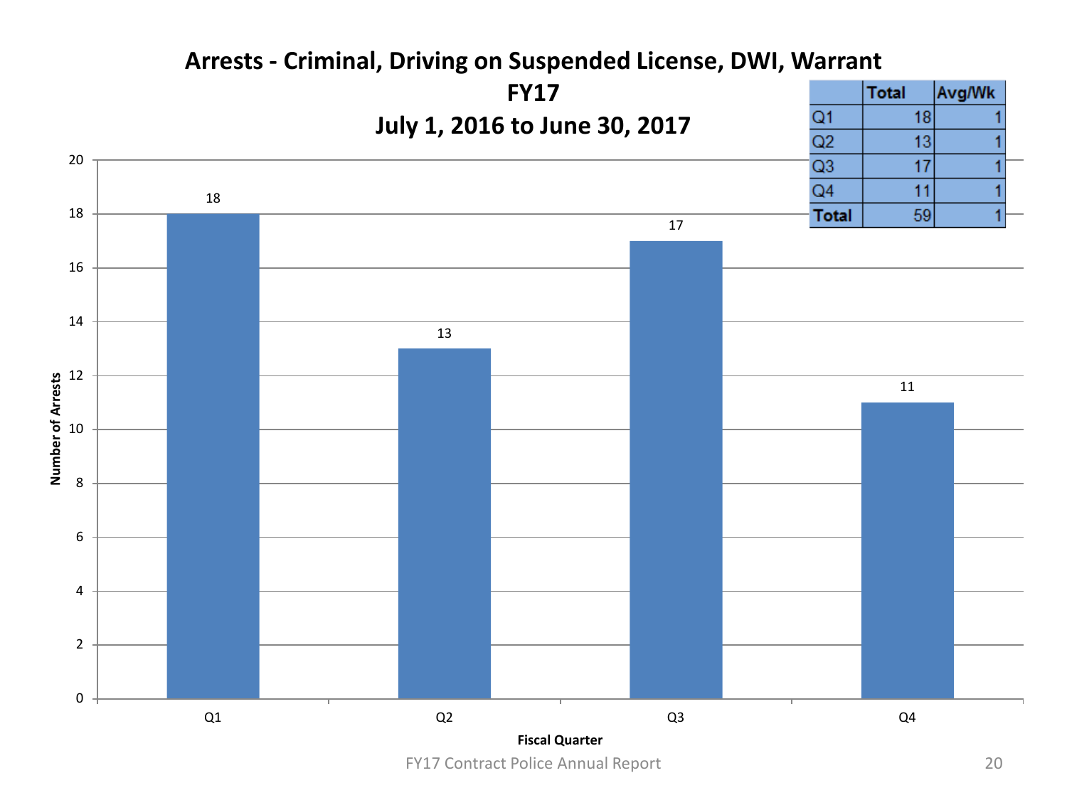# Arrests - Criminal, Driving on Suspended License, DWI, Warrant

## FY17

## July 1, 2016 to June 30, 2017

| | Total | Avg/Wk |
|---|---|---|
| Q1 | 18 | 1 |
| Q2 | 13 | 1 |
| Q3 | 17 | 1 |
| Q4 | 11 | 1 |
| **Total** | 59 | 1 |

| Fiscal Quarter | Number of Arrests |
|---|---|
| Q1 | 18 |
| Q2 | 13 |
| Q3 | 17 |
| Q4 | 11 |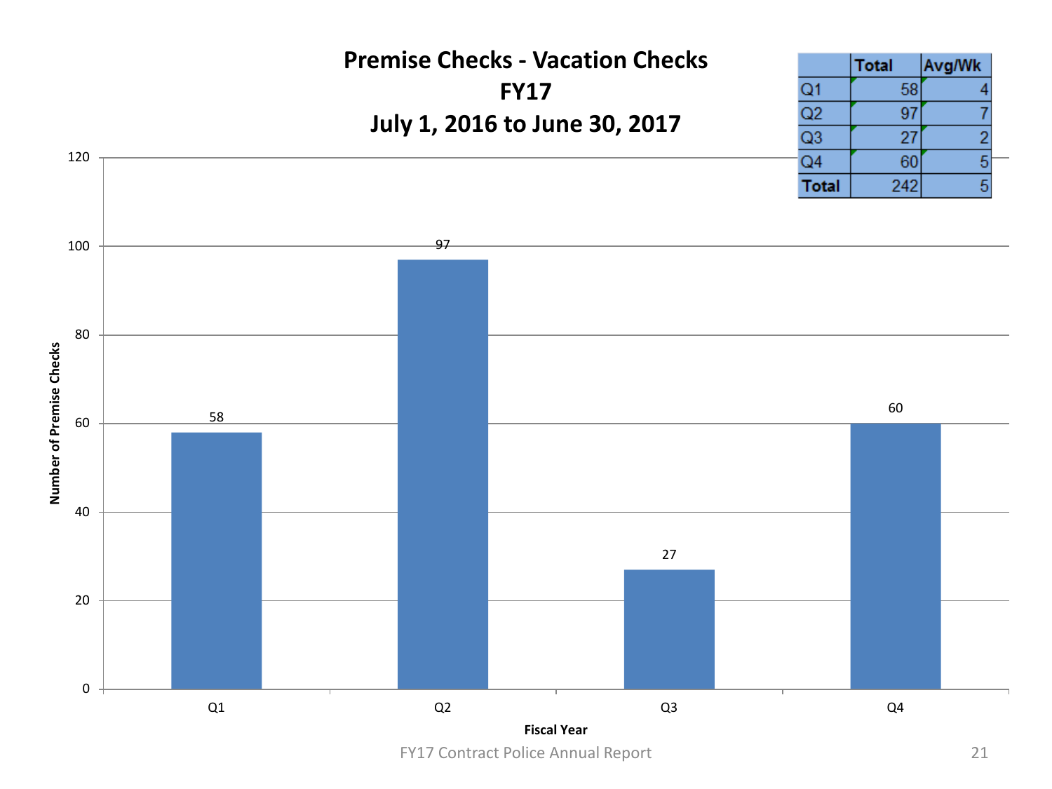# Premise Checks - Vacation Checks
## FY17
## July 1, 2016 to June 30, 2017

| | Total | Avg/Wk |
|---|---|---|
| Q1 | 58 | 4 |
| Q2 | 97 | 7 |
| Q3 | 27 | 2 |
| Q4 | 60 | 5 |
| **Total** | 242 | 5 |

| Fiscal Year | Number of Premise Checks |
|---|---|
| Q1 | 58 |
| Q2 | 97 |
| Q3 | 27 |
| Q4 | 60 |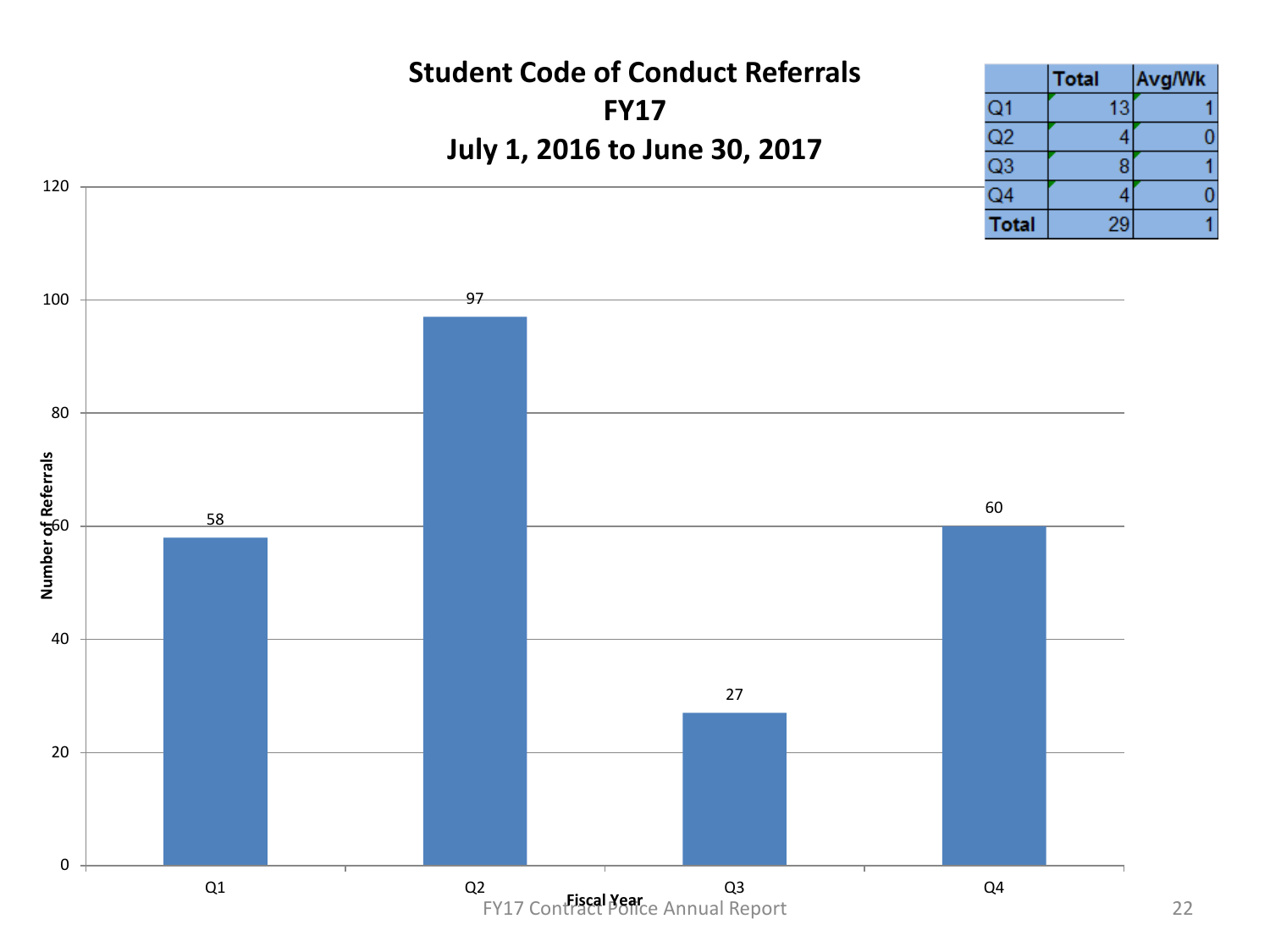# Student Code of Conduct Referrals
## FY17
## July 1, 2016 to June 30, 2017

| | Total | Avg/Wk |
|---|---|---|
| Q1 | 13 | 1 |
| Q2 | 4 | 0 |
| Q3 | 8 | 1 |
| Q4 | 4 | 0 |
| **Total** | 29 | 1 |

| Fiscal Year | Number of Referrals |
|---|---|
| Q1 | 58 |
| Q2 | 97 |
| Q3 | 27 |
| Q4 | 60 |

FY17 Contract Police Annual Report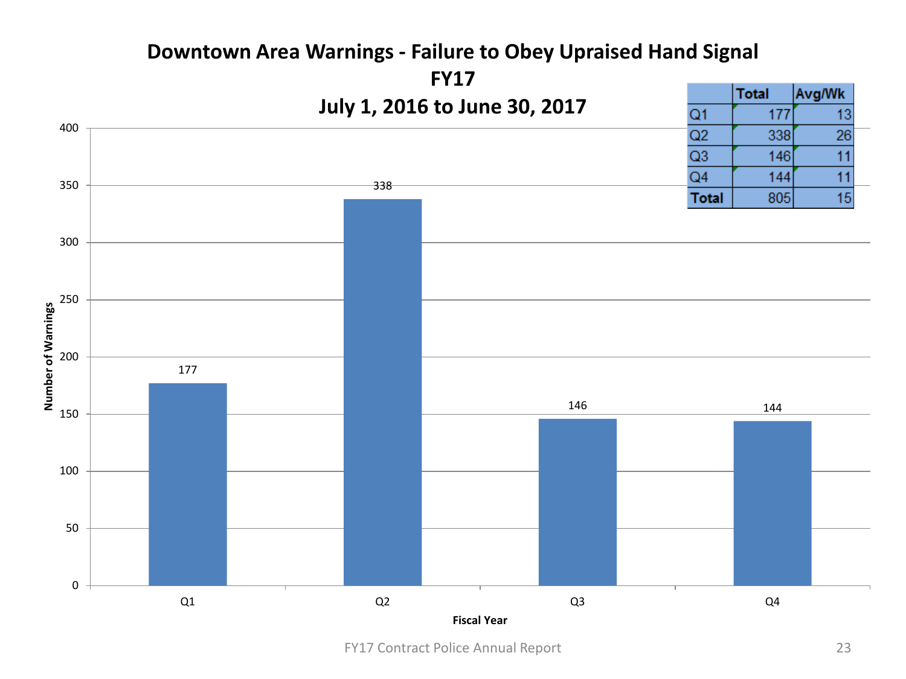# Downtown Area Warnings - Failure to Obey Upraised Hand Signal

## FY17

## July 1, 2016 to June 30, 2017

| | Total | Avg/Wk |
|---|---|---|
| Q1 | 177 | 13 |
| Q2 | 338 | 26 |
| Q3 | 146 | 11 |
| Q4 | 144 | 11 |
| **Total** | 805 | 15 |

| Fiscal Year | Number of Warnings |
|---|---|
| Q1 | 177 |
| Q2 | 338 |
| Q3 | 146 |
| Q4 | 144 |

FY17 Contract Police Annual Report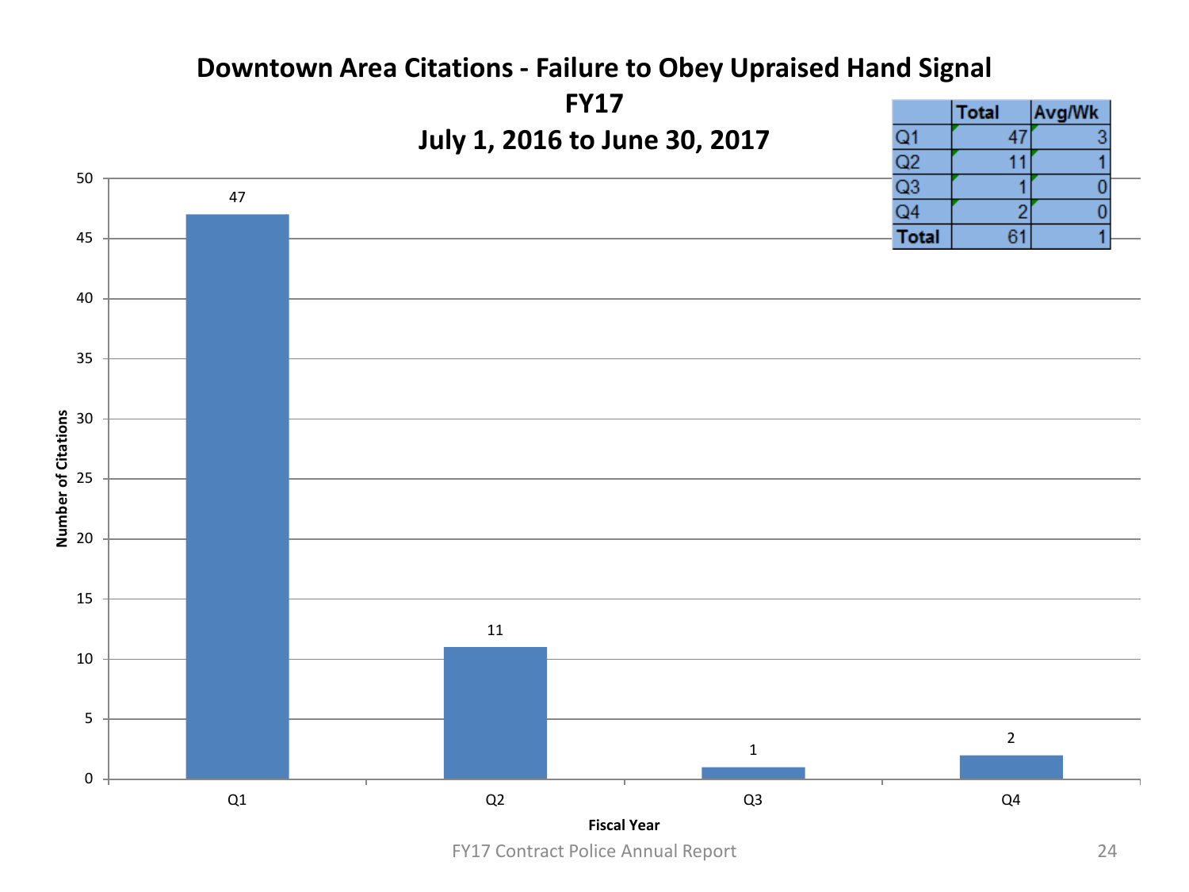# Downtown Area Citations - Failure to Obey Upraised Hand Signal

## FY17

## July 1, 2016 to June 30, 2017

| | Total | Avg/Wk |
|---|---|---|
| Q1 | 47 | 3 |
| Q2 | 11 | 1 |
| Q3 | 1 | 0 |
| Q4 | 2 | 0 |
| **Total** | 61 | 1 |

Number of Citations

0
5
10
15
20
25
30
35
40
45
50

47
11
1
2

Q1
Q2
Q3
Q4

Fiscal Year

FY17 Contract Police Annual Report